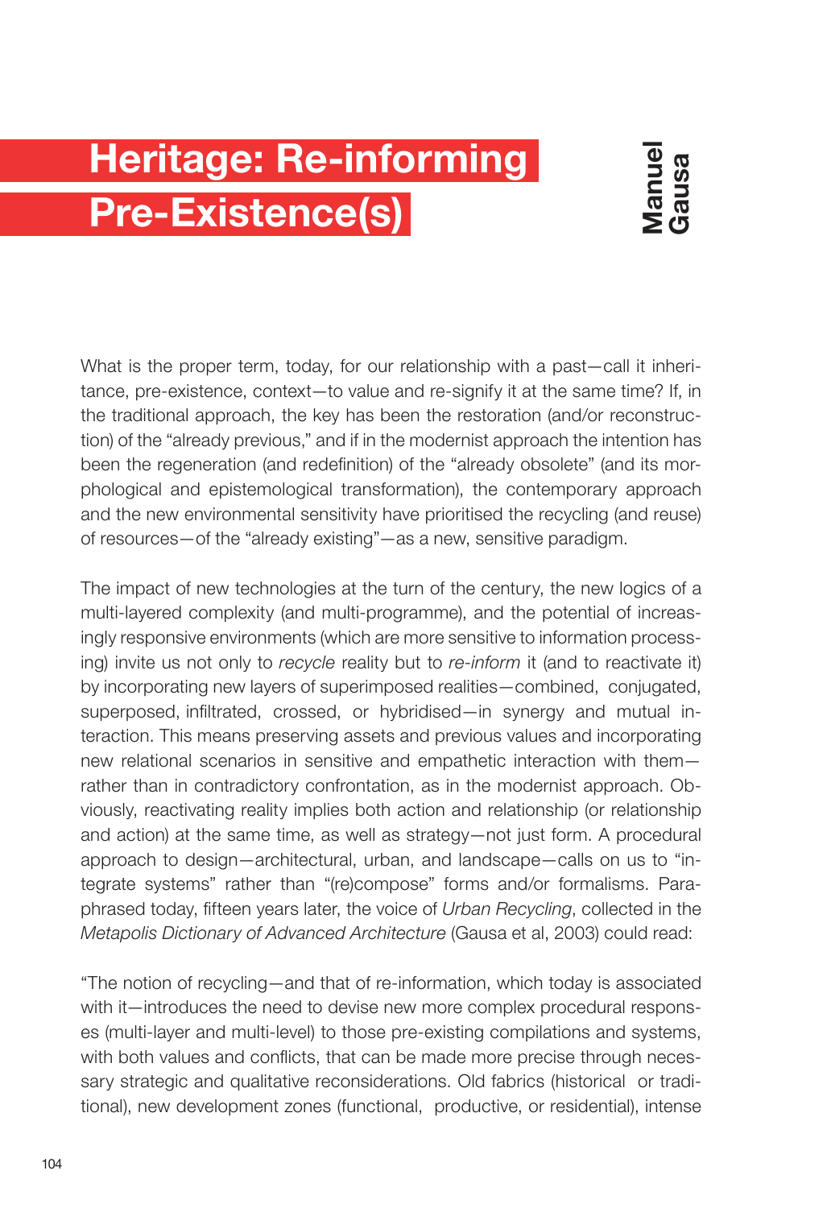# Heritage: Re-informing Pre-Existence(s)

**Manuel Gausa**

What is the proper term, today, for our relationship with a past—call it inheritance, pre-existence, context—to value and re-signify it at the same time? If, in the traditional approach, the key has been the restoration (and/or reconstruction) of the "already previous," and if in the modernist approach the intention has been the regeneration (and redefinition) of the "already obsolete" (and its morphological and epistemological transformation), the contemporary approach and the new environmental sensitivity have prioritised the recycling (and reuse) of resources—of the "already existing"—as a new, sensitive paradigm.

The impact of new technologies at the turn of the century, the new logics of a multi-layered complexity (and multi-programme), and the potential of increasingly responsive environments (which are more sensitive to information processing) invite us not only to *recycle* reality but to *re-inform* it (and to reactivate it) by incorporating new layers of superimposed realities—combined, conjugated, superposed, infiltrated, crossed, or hybridised—in synergy and mutual interaction. This means preserving assets and previous values and incorporating new relational scenarios in sensitive and empathetic interaction with them—rather than in contradictory confrontation, as in the modernist approach. Obviously, reactivating reality implies both action and relationship (or relationship and action) at the same time, as well as strategy—not just form. A procedural approach to design—architectural, urban, and landscape—calls on us to "integrate systems" rather than "(re)compose" forms and/or formalisms. Paraphrased today, fifteen years later, the voice of *Urban Recycling*, collected in the *Metapolis Dictionary of Advanced Architecture* (Gausa et al, 2003) could read:

"The notion of recycling—and that of re-information, which today is associated with it—introduces the need to devise new more complex procedural responses (multi-layer and multi-level) to those pre-existing compilations and systems, with both values and conflicts, that can be made more precise through necessary strategic and qualitative reconsiderations. Old fabrics (historical or traditional), new development zones (functional, productive, or residential), intense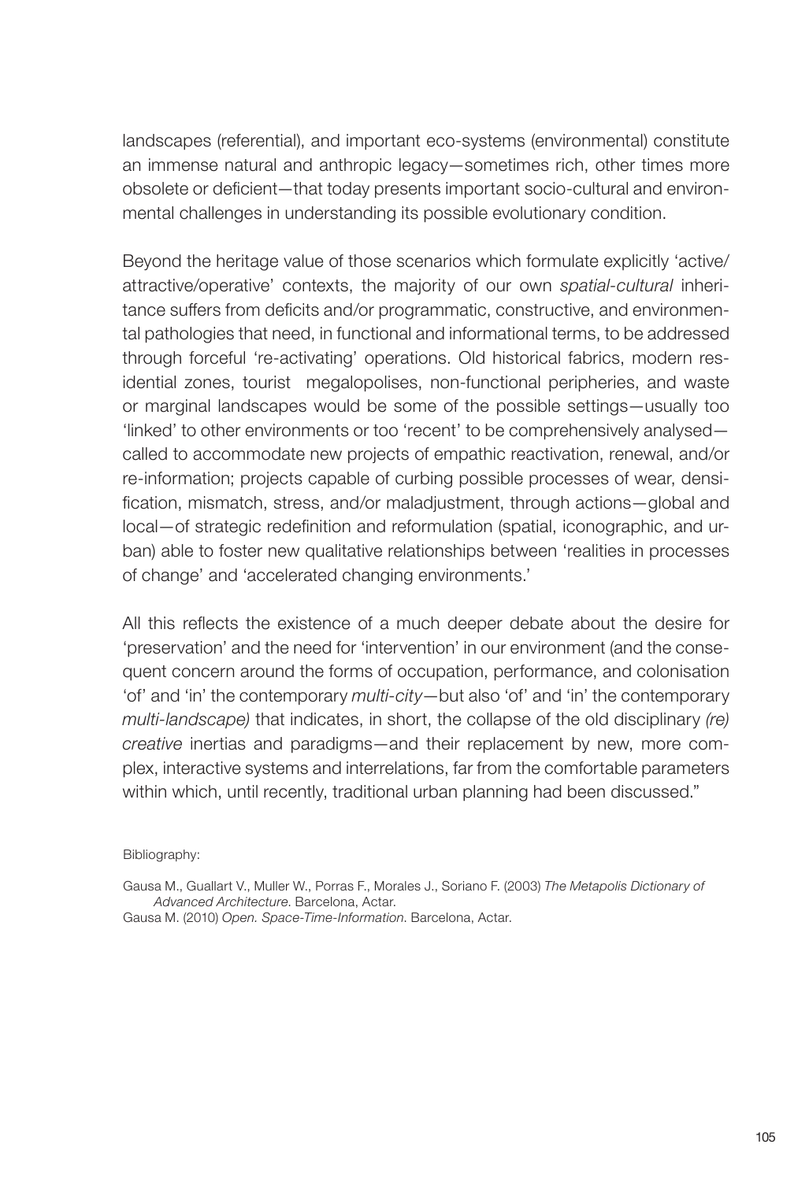landscapes (referential), and important eco-systems (environmental) constitute an immense natural and anthropic legacy—sometimes rich, other times more obsolete or deficient—that today presents important socio-cultural and environmental challenges in understanding its possible evolutionary condition.

Beyond the heritage value of those scenarios which formulate explicitly 'active/attractive/operative' contexts, the majority of our own *spatial-cultural* inheritance suffers from deficits and/or programmatic, constructive, and environmental pathologies that need, in functional and informational terms, to be addressed through forceful 're-activating' operations. Old historical fabrics, modern residential zones, tourist megalopolises, non-functional peripheries, and waste or marginal landscapes would be some of the possible settings—usually too 'linked' to other environments or too 'recent' to be comprehensively analysed—called to accommodate new projects of empathic reactivation, renewal, and/or re-information; projects capable of curbing possible processes of wear, densification, mismatch, stress, and/or maladjustment, through actions—global and local—of strategic redefinition and reformulation (spatial, iconographic, and urban) able to foster new qualitative relationships between 'realities in processes of change' and 'accelerated changing environments.'

All this reflects the existence of a much deeper debate about the desire for 'preservation' and the need for 'intervention' in our environment (and the consequent concern around the forms of occupation, performance, and colonisation 'of' and 'in' the contemporary *multi-city*—but also 'of' and 'in' the contemporary *multi-landscape)* that indicates, in short, the collapse of the old disciplinary *(re) creative* inertias and paradigms—and their replacement by new, more complex, interactive systems and interrelations, far from the comfortable parameters within which, until recently, traditional urban planning had been discussed."

Bibliography:

Gausa M., Guallart V., Muller W., Porras F., Morales J., Soriano F. (2003) *The Metapolis Dictionary of Advanced Architecture*. Barcelona, Actar.

Gausa M. (2010) *Open. Space-Time-Information*. Barcelona, Actar.